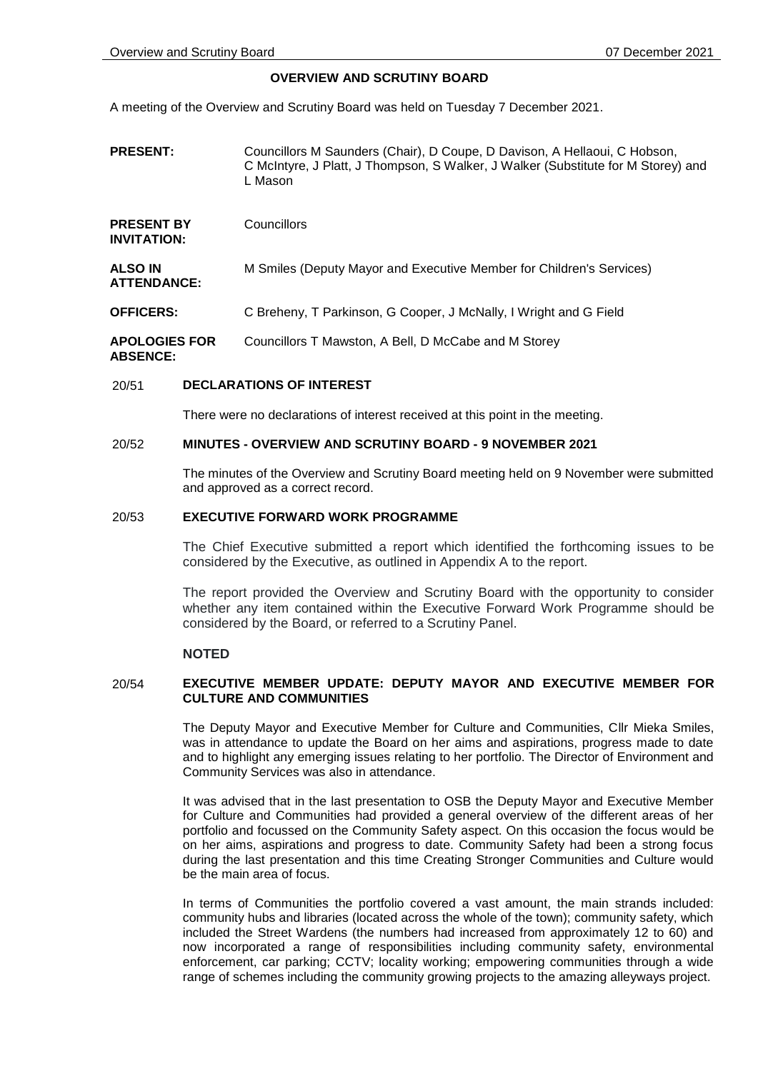# OVERVIEW AND SCRUTINY BOARD

A meeting of the Overview and Scrutiny Board was held on Tuesday 7 December 2021.

**PRESENT:** Councillors M Saunders (Chair), D Coupe, D Davison, A Hellaoui, C Hobson, C McIntyre, J Platt, J Thompson, S Walker, J Walker (Substitute for M Storey) and L Mason

**PRESENT BY INVITATION:** Councillors

**ALSO IN ATTENDANCE:** M Smiles (Deputy Mayor and Executive Member for Children's Services)

**OFFICERS:** C Breheny, T Parkinson, G Cooper, J McNally, I Wright and G Field

**APOLOGIES FOR ABSENCE:** Councillors T Mawston, A Bell, D McCabe and M Storey

## 20/51 DECLARATIONS OF INTEREST

There were no declarations of interest received at this point in the meeting.

## 20/52 MINUTES - OVERVIEW AND SCRUTINY BOARD - 9 NOVEMBER 2021

The minutes of the Overview and Scrutiny Board meeting held on 9 November were submitted and approved as a correct record.

## 20/53 EXECUTIVE FORWARD WORK PROGRAMME

The Chief Executive submitted a report which identified the forthcoming issues to be considered by the Executive, as outlined in Appendix A to the report.

The report provided the Overview and Scrutiny Board with the opportunity to consider whether any item contained within the Executive Forward Work Programme should be considered by the Board, or referred to a Scrutiny Panel.

**NOTED**

## 20/54 EXECUTIVE MEMBER UPDATE: DEPUTY MAYOR AND EXECUTIVE MEMBER FOR CULTURE AND COMMUNITIES

The Deputy Mayor and Executive Member for Culture and Communities, Cllr Mieka Smiles, was in attendance to update the Board on her aims and aspirations, progress made to date and to highlight any emerging issues relating to her portfolio. The Director of Environment and Community Services was also in attendance.

It was advised that in the last presentation to OSB the Deputy Mayor and Executive Member for Culture and Communities had provided a general overview of the different areas of her portfolio and focussed on the Community Safety aspect. On this occasion the focus would be on her aims, aspirations and progress to date. Community Safety had been a strong focus during the last presentation and this time Creating Stronger Communities and Culture would be the main area of focus.

In terms of Communities the portfolio covered a vast amount, the main strands included: community hubs and libraries (located across the whole of the town); community safety, which included the Street Wardens (the numbers had increased from approximately 12 to 60) and now incorporated a range of responsibilities including community safety, environmental enforcement, car parking; CCTV; locality working; empowering communities through a wide range of schemes including the community growing projects to the amazing alleyways project.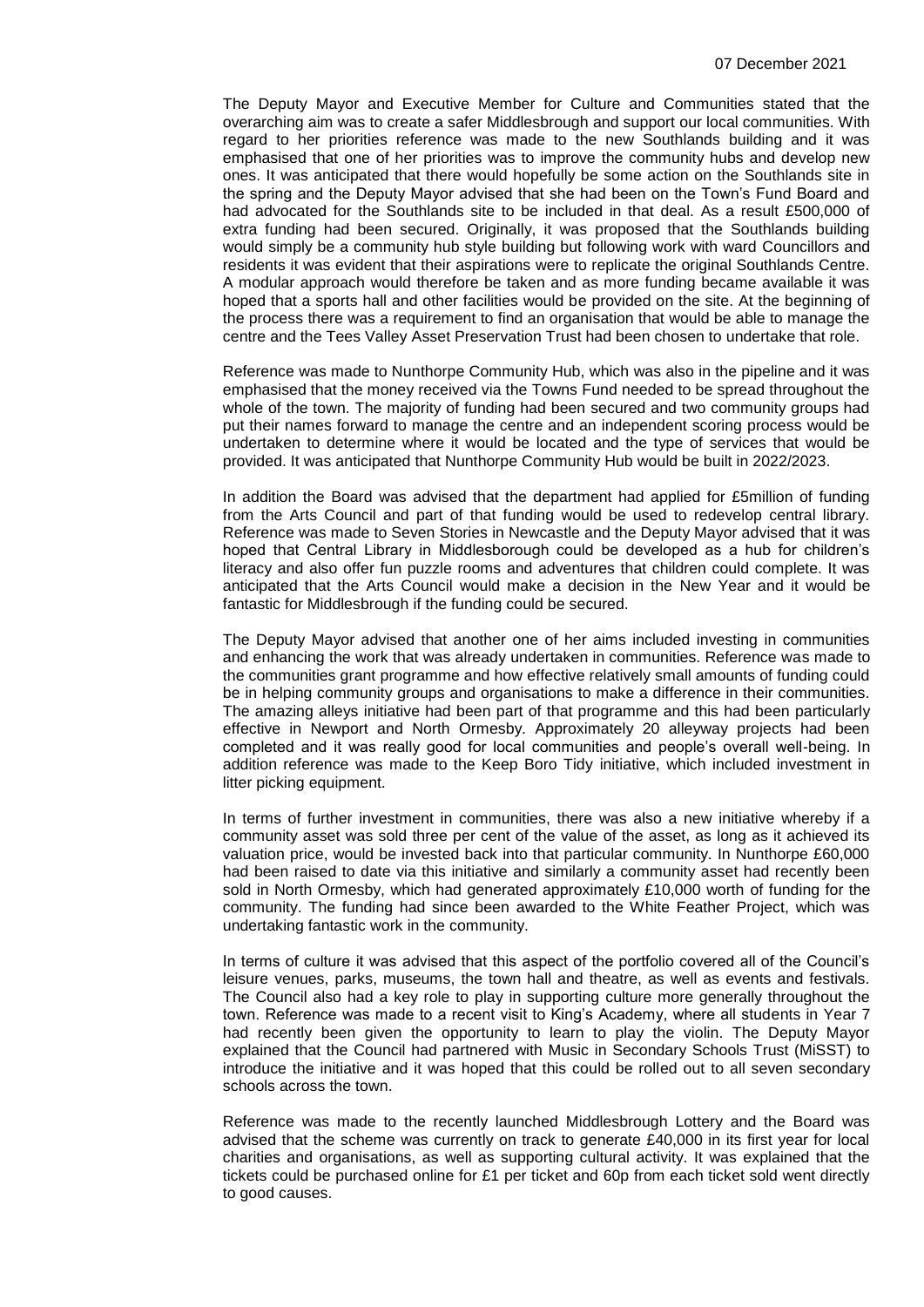The Deputy Mayor and Executive Member for Culture and Communities stated that the overarching aim was to create a safer Middlesbrough and support our local communities. With regard to her priorities reference was made to the new Southlands building and it was emphasised that one of her priorities was to improve the community hubs and develop new ones. It was anticipated that there would hopefully be some action on the Southlands site in the spring and the Deputy Mayor advised that she had been on the Town's Fund Board and had advocated for the Southlands site to be included in that deal. As a result £500,000 of extra funding had been secured. Originally, it was proposed that the Southlands building would simply be a community hub style building but following work with ward Councillors and residents it was evident that their aspirations were to replicate the original Southlands Centre. A modular approach would therefore be taken and as more funding became available it was hoped that a sports hall and other facilities would be provided on the site. At the beginning of the process there was a requirement to find an organisation that would be able to manage the centre and the Tees Valley Asset Preservation Trust had been chosen to undertake that role.

Reference was made to Nunthorpe Community Hub, which was also in the pipeline and it was emphasised that the money received via the Towns Fund needed to be spread throughout the whole of the town. The majority of funding had been secured and two community groups had put their names forward to manage the centre and an independent scoring process would be undertaken to determine where it would be located and the type of services that would be provided. It was anticipated that Nunthorpe Community Hub would be built in 2022/2023.

In addition the Board was advised that the department had applied for £5million of funding from the Arts Council and part of that funding would be used to redevelop central library. Reference was made to Seven Stories in Newcastle and the Deputy Mayor advised that it was hoped that Central Library in Middlesborough could be developed as a hub for children's literacy and also offer fun puzzle rooms and adventures that children could complete. It was anticipated that the Arts Council would make a decision in the New Year and it would be fantastic for Middlesbrough if the funding could be secured.

The Deputy Mayor advised that another one of her aims included investing in communities and enhancing the work that was already undertaken in communities. Reference was made to the communities grant programme and how effective relatively small amounts of funding could be in helping community groups and organisations to make a difference in their communities. The amazing alleys initiative had been part of that programme and this had been particularly effective in Newport and North Ormesby. Approximately 20 alleyway projects had been completed and it was really good for local communities and people's overall well-being. In addition reference was made to the Keep Boro Tidy initiative, which included investment in litter picking equipment.

In terms of further investment in communities, there was also a new initiative whereby if a community asset was sold three per cent of the value of the asset, as long as it achieved its valuation price, would be invested back into that particular community. In Nunthorpe £60,000 had been raised to date via this initiative and similarly a community asset had recently been sold in North Ormesby, which had generated approximately £10,000 worth of funding for the community. The funding had since been awarded to the White Feather Project, which was undertaking fantastic work in the community.

In terms of culture it was advised that this aspect of the portfolio covered all of the Council's leisure venues, parks, museums, the town hall and theatre, as well as events and festivals. The Council also had a key role to play in supporting culture more generally throughout the town. Reference was made to a recent visit to King's Academy, where all students in Year 7 had recently been given the opportunity to learn to play the violin. The Deputy Mayor explained that the Council had partnered with Music in Secondary Schools Trust (MiSST) to introduce the initiative and it was hoped that this could be rolled out to all seven secondary schools across the town.

Reference was made to the recently launched Middlesbrough Lottery and the Board was advised that the scheme was currently on track to generate £40,000 in its first year for local charities and organisations, as well as supporting cultural activity. It was explained that the tickets could be purchased online for £1 per ticket and 60p from each ticket sold went directly to good causes.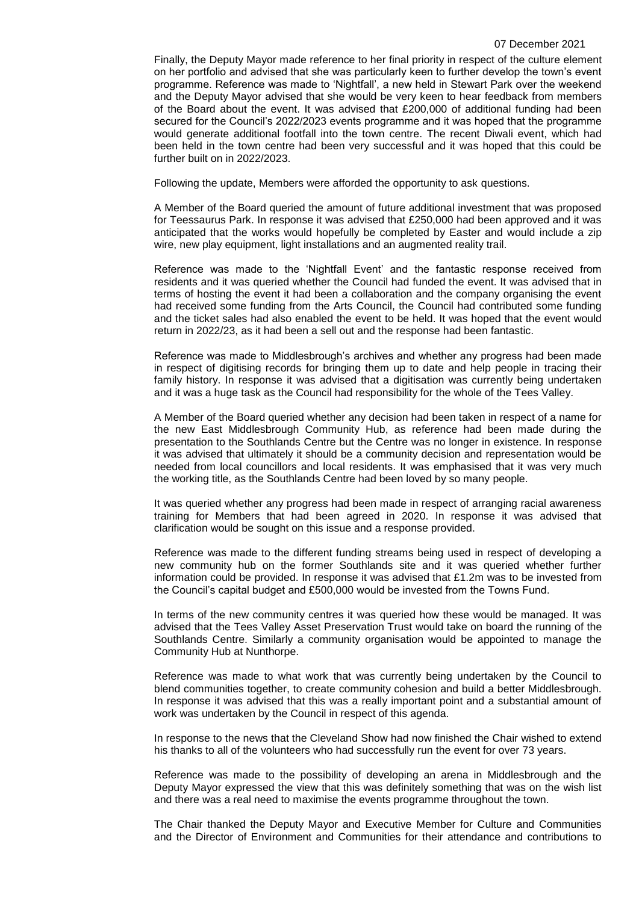Finally, the Deputy Mayor made reference to her final priority in respect of the culture element on her portfolio and advised that she was particularly keen to further develop the town's event programme. Reference was made to 'Nightfall', a new held in Stewart Park over the weekend and the Deputy Mayor advised that she would be very keen to hear feedback from members of the Board about the event. It was advised that £200,000 of additional funding had been secured for the Council's 2022/2023 events programme and it was hoped that the programme would generate additional footfall into the town centre. The recent Diwali event, which had been held in the town centre had been very successful and it was hoped that this could be further built on in 2022/2023.

Following the update, Members were afforded the opportunity to ask questions.

A Member of the Board queried the amount of future additional investment that was proposed for Teessaurus Park. In response it was advised that £250,000 had been approved and it was anticipated that the works would hopefully be completed by Easter and would include a zip wire, new play equipment, light installations and an augmented reality trail.

Reference was made to the 'Nightfall Event' and the fantastic response received from residents and it was queried whether the Council had funded the event. It was advised that in terms of hosting the event it had been a collaboration and the company organising the event had received some funding from the Arts Council, the Council had contributed some funding and the ticket sales had also enabled the event to be held. It was hoped that the event would return in 2022/23, as it had been a sell out and the response had been fantastic.

Reference was made to Middlesbrough's archives and whether any progress had been made in respect of digitising records for bringing them up to date and help people in tracing their family history. In response it was advised that a digitisation was currently being undertaken and it was a huge task as the Council had responsibility for the whole of the Tees Valley.

A Member of the Board queried whether any decision had been taken in respect of a name for the new East Middlesbrough Community Hub, as reference had been made during the presentation to the Southlands Centre but the Centre was no longer in existence. In response it was advised that ultimately it should be a community decision and representation would be needed from local councillors and local residents. It was emphasised that it was very much the working title, as the Southlands Centre had been loved by so many people.

It was queried whether any progress had been made in respect of arranging racial awareness training for Members that had been agreed in 2020. In response it was advised that clarification would be sought on this issue and a response provided.

Reference was made to the different funding streams being used in respect of developing a new community hub on the former Southlands site and it was queried whether further information could be provided. In response it was advised that £1.2m was to be invested from the Council's capital budget and £500,000 would be invested from the Towns Fund.

In terms of the new community centres it was queried how these would be managed. It was advised that the Tees Valley Asset Preservation Trust would take on board the running of the Southlands Centre. Similarly a community organisation would be appointed to manage the Community Hub at Nunthorpe.

Reference was made to what work that was currently being undertaken by the Council to blend communities together, to create community cohesion and build a better Middlesbrough. In response it was advised that this was a really important point and a substantial amount of work was undertaken by the Council in respect of this agenda.

In response to the news that the Cleveland Show had now finished the Chair wished to extend his thanks to all of the volunteers who had successfully run the event for over 73 years.

Reference was made to the possibility of developing an arena in Middlesbrough and the Deputy Mayor expressed the view that this was definitely something that was on the wish list and there was a real need to maximise the events programme throughout the town.

The Chair thanked the Deputy Mayor and Executive Member for Culture and Communities and the Director of Environment and Communities for their attendance and contributions to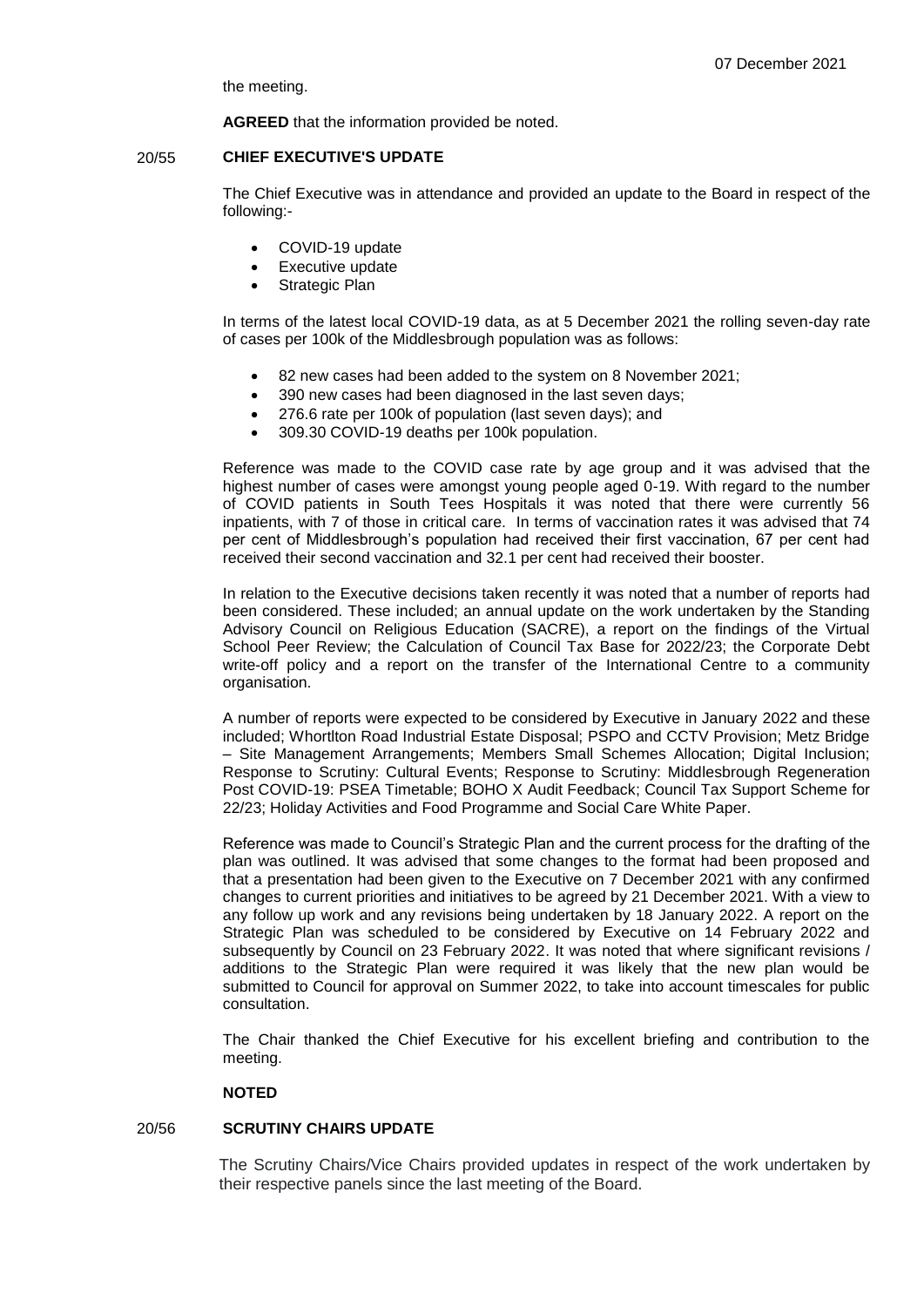the meeting.

**AGREED** that the information provided be noted.

## 20/55 CHIEF EXECUTIVE'S UPDATE

The Chief Executive was in attendance and provided an update to the Board in respect of the following:-

- COVID-19 update
- Executive update
- Strategic Plan

In terms of the latest local COVID-19 data, as at 5 December 2021 the rolling seven-day rate of cases per 100k of the Middlesbrough population was as follows:

- 82 new cases had been added to the system on 8 November 2021;
- 390 new cases had been diagnosed in the last seven days;
- 276.6 rate per 100k of population (last seven days); and
- 309.30 COVID-19 deaths per 100k population.

Reference was made to the COVID case rate by age group and it was advised that the highest number of cases were amongst young people aged 0-19. With regard to the number of COVID patients in South Tees Hospitals it was noted that there were currently 56 inpatients, with 7 of those in critical care. In terms of vaccination rates it was advised that 74 per cent of Middlesbrough's population had received their first vaccination, 67 per cent had received their second vaccination and 32.1 per cent had received their booster.

In relation to the Executive decisions taken recently it was noted that a number of reports had been considered. These included; an annual update on the work undertaken by the Standing Advisory Council on Religious Education (SACRE), a report on the findings of the Virtual School Peer Review; the Calculation of Council Tax Base for 2022/23; the Corporate Debt write-off policy and a report on the transfer of the International Centre to a community organisation.

A number of reports were expected to be considered by Executive in January 2022 and these included; Whortlton Road Industrial Estate Disposal; PSPO and CCTV Provision; Metz Bridge – Site Management Arrangements; Members Small Schemes Allocation; Digital Inclusion; Response to Scrutiny: Cultural Events; Response to Scrutiny: Middlesbrough Regeneration Post COVID-19: PSEA Timetable; BOHO X Audit Feedback; Council Tax Support Scheme for 22/23; Holiday Activities and Food Programme and Social Care White Paper.

Reference was made to Council's Strategic Plan and the current process for the drafting of the plan was outlined. It was advised that some changes to the format had been proposed and that a presentation had been given to the Executive on 7 December 2021 with any confirmed changes to current priorities and initiatives to be agreed by 21 December 2021. With a view to any follow up work and any revisions being undertaken by 18 January 2022. A report on the Strategic Plan was scheduled to be considered by Executive on 14 February 2022 and subsequently by Council on 23 February 2022. It was noted that where significant revisions / additions to the Strategic Plan were required it was likely that the new plan would be submitted to Council for approval on Summer 2022, to take into account timescales for public consultation.

The Chair thanked the Chief Executive for his excellent briefing and contribution to the meeting.

**NOTED**

## 20/56 SCRUTINY CHAIRS UPDATE

The Scrutiny Chairs/Vice Chairs provided updates in respect of the work undertaken by their respective panels since the last meeting of the Board.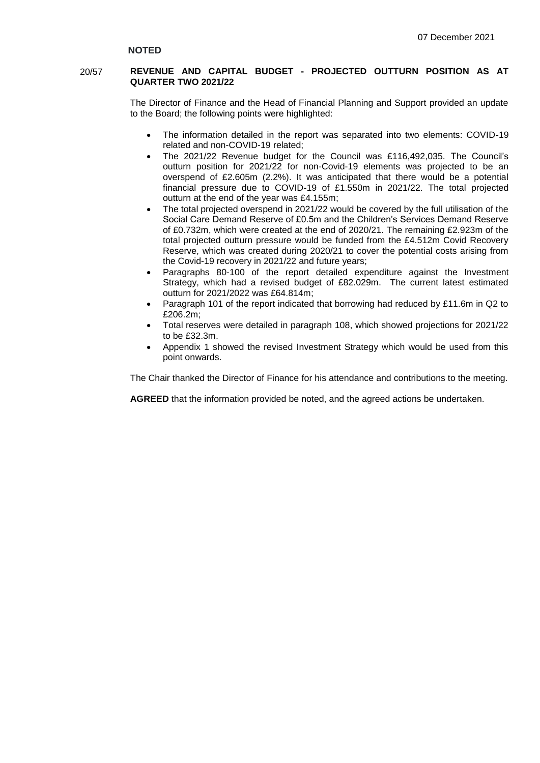**NOTED**

## 20/57 REVENUE AND CAPITAL BUDGET - PROJECTED OUTTURN POSITION AS AT QUARTER TWO 2021/22

The Director of Finance and the Head of Financial Planning and Support provided an update to the Board; the following points were highlighted:

- The information detailed in the report was separated into two elements: COVID-19 related and non-COVID-19 related;
- The 2021/22 Revenue budget for the Council was £116,492,035. The Council's outturn position for 2021/22 for non-Covid-19 elements was projected to be an overspend of £2.605m (2.2%). It was anticipated that there would be a potential financial pressure due to COVID-19 of £1.550m in 2021/22. The total projected outturn at the end of the year was £4.155m;
- The total projected overspend in 2021/22 would be covered by the full utilisation of the Social Care Demand Reserve of £0.5m and the Children's Services Demand Reserve of £0.732m, which were created at the end of 2020/21. The remaining £2.923m of the total projected outturn pressure would be funded from the £4.512m Covid Recovery Reserve, which was created during 2020/21 to cover the potential costs arising from the Covid-19 recovery in 2021/22 and future years;
- Paragraphs 80-100 of the report detailed expenditure against the Investment Strategy, which had a revised budget of £82.029m. The current latest estimated outturn for 2021/2022 was £64.814m;
- Paragraph 101 of the report indicated that borrowing had reduced by £11.6m in Q2 to £206.2m;
- Total reserves were detailed in paragraph 108, which showed projections for 2021/22 to be £32.3m.
- Appendix 1 showed the revised Investment Strategy which would be used from this point onwards.

The Chair thanked the Director of Finance for his attendance and contributions to the meeting.

**AGREED** that the information provided be noted, and the agreed actions be undertaken.